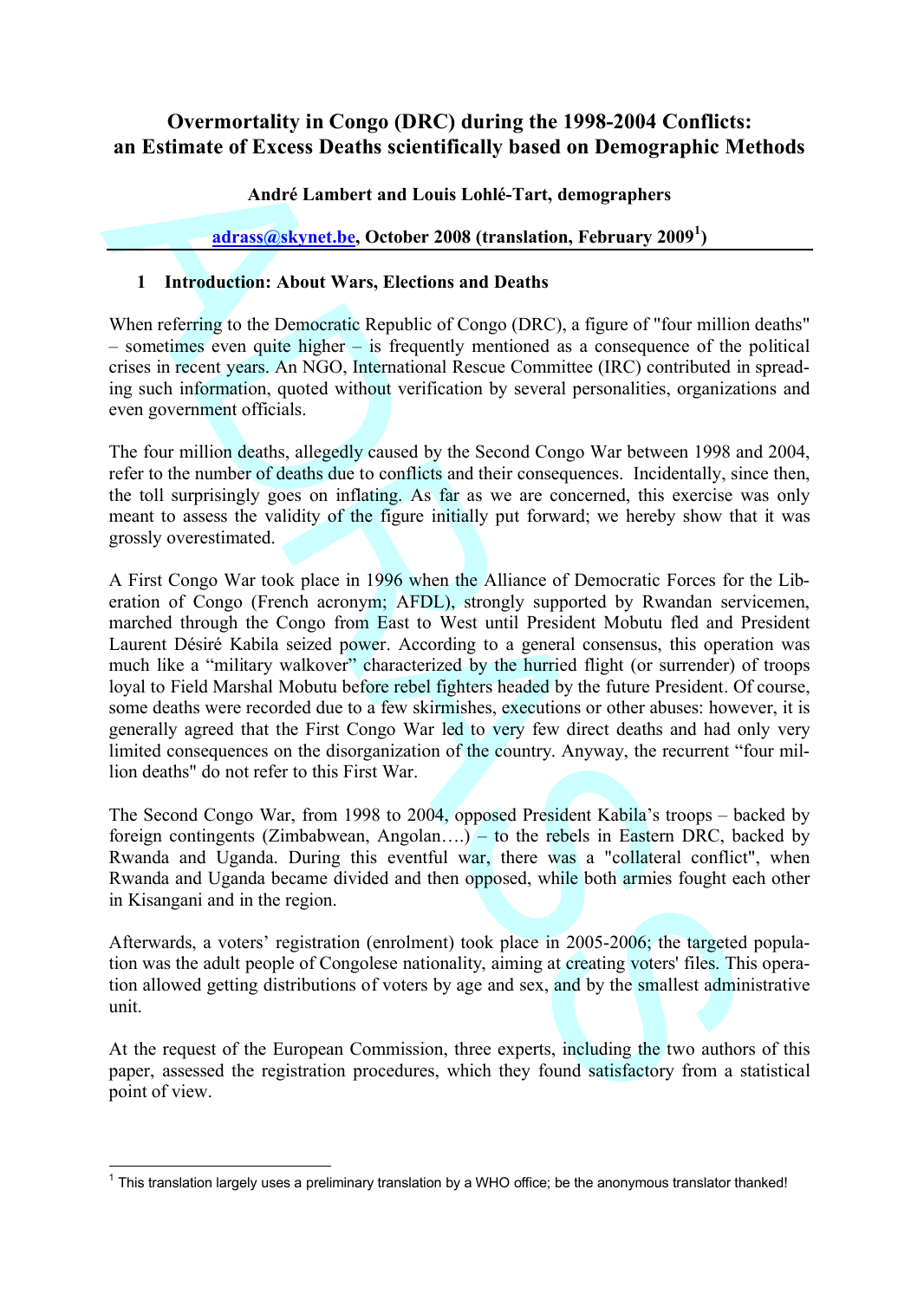# Overmortality in Congo (DRC) during the 1998-2004 Conflicts: an Estimate of Excess Deaths scientifically based on Demographic Methods

**André Lambert and Louis Lohlé-Tart, demographers**

**adrass@skynet.be, October 2008 (translation, February 2009[1])**

## 1 Introduction: About Wars, Elections and Deaths

When referring to the Democratic Republic of Congo (DRC), a figure of "four million deaths" – sometimes even quite higher – is frequently mentioned as a consequence of the political crises in recent years. An NGO, International Rescue Committee (IRC) contributed in spreading such information, quoted without verification by several personalities, organizations and even government officials.

The four million deaths, allegedly caused by the Second Congo War between 1998 and 2004, refer to the number of deaths due to conflicts and their consequences. Incidentally, since then, the toll surprisingly goes on inflating. As far as we are concerned, this exercise was only meant to assess the validity of the figure initially put forward; we hereby show that it was grossly overestimated.

A First Congo War took place in 1996 when the Alliance of Democratic Forces for the Liberation of Congo (French acronym; AFDL), strongly supported by Rwandan servicemen, marched through the Congo from East to West until President Mobutu fled and President Laurent Désiré Kabila seized power. According to a general consensus, this operation was much like a "military walkover" characterized by the hurried flight (or surrender) of troops loyal to Field Marshal Mobutu before rebel fighters headed by the future President. Of course, some deaths were recorded due to a few skirmishes, executions or other abuses: however, it is generally agreed that the First Congo War led to very few direct deaths and had only very limited consequences on the disorganization of the country. Anyway, the recurrent "four million deaths" do not refer to this First War.

The Second Congo War, from 1998 to 2004, opposed President Kabila's troops – backed by foreign contingents (Zimbabwean, Angolan….) – to the rebels in Eastern DRC, backed by Rwanda and Uganda. During this eventful war, there was a "collateral conflict", when Rwanda and Uganda became divided and then opposed, while both armies fought each other in Kisangani and in the region.

Afterwards, a voters' registration (enrolment) took place in 2005-2006; the targeted population was the adult people of Congolese nationality, aiming at creating voters' files. This operation allowed getting distributions of voters by age and sex, and by the smallest administrative unit.

At the request of the European Commission, three experts, including the two authors of this paper, assessed the registration procedures, which they found satisfactory from a statistical point of view.

[1] This translation largely uses a preliminary translation by a WHO office; be the anonymous translator thanked!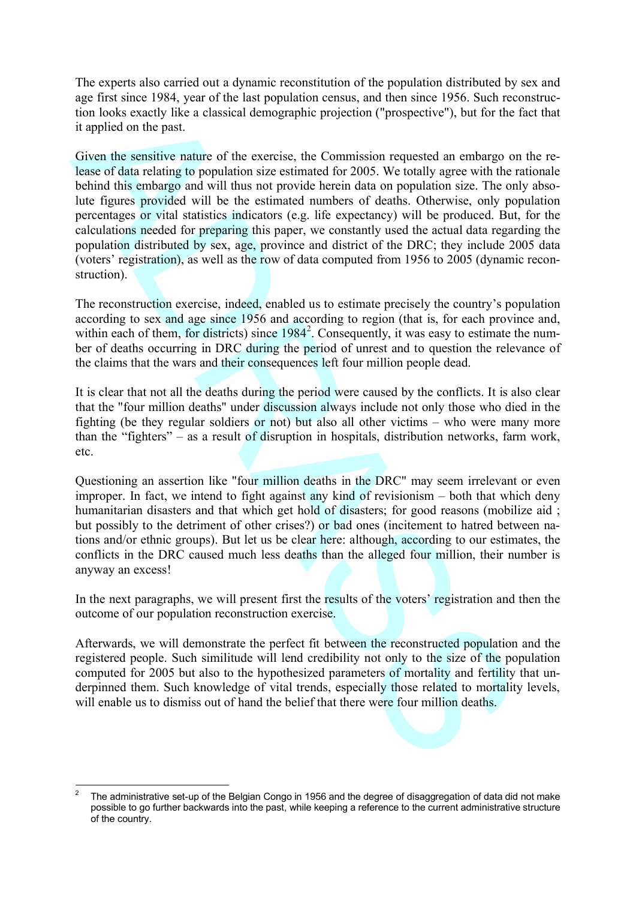The experts also carried out a dynamic reconstitution of the population distributed by sex and age first since 1984, year of the last population census, and then since 1956. Such reconstruction looks exactly like a classical demographic projection ("prospective"), but for the fact that it applied on the past.

Given the sensitive nature of the exercise, the Commission requested an embargo on the release of data relating to population size estimated for 2005. We totally agree with the rationale behind this embargo and will thus not provide herein data on population size. The only absolute figures provided will be the estimated numbers of deaths. Otherwise, only population percentages or vital statistics indicators (e.g. life expectancy) will be produced. But, for the calculations needed for preparing this paper, we constantly used the actual data regarding the population distributed by sex, age, province and district of the DRC; they include 2005 data (voters' registration), as well as the row of data computed from 1956 to 2005 (dynamic reconstruction).

The reconstruction exercise, indeed, enabled us to estimate precisely the country's population according to sex and age since 1956 and according to region (that is, for each province and, within each of them, for districts) since 1984[2]. Consequently, it was easy to estimate the number of deaths occurring in DRC during the period of unrest and to question the relevance of the claims that the wars and their consequences left four million people dead.

It is clear that not all the deaths during the period were caused by the conflicts. It is also clear that the "four million deaths" under discussion always include not only those who died in the fighting (be they regular soldiers or not) but also all other victims – who were many more than the "fighters" – as a result of disruption in hospitals, distribution networks, farm work, etc.

Questioning an assertion like "four million deaths in the DRC" may seem irrelevant or even improper. In fact, we intend to fight against any kind of revisionism – both that which deny humanitarian disasters and that which get hold of disasters; for good reasons (mobilize aid ; but possibly to the detriment of other crises?) or bad ones (incitement to hatred between nations and/or ethnic groups). But let us be clear here: although, according to our estimates, the conflicts in the DRC caused much less deaths than the alleged four million, their number is anyway an excess!

In the next paragraphs, we will present first the results of the voters' registration and then the outcome of our population reconstruction exercise.

Afterwards, we will demonstrate the perfect fit between the reconstructed population and the registered people. Such similitude will lend credibility not only to the size of the population computed for 2005 but also to the hypothesized parameters of mortality and fertility that underpinned them. Such knowledge of vital trends, especially those related to mortality levels, will enable us to dismiss out of hand the belief that there were four million deaths.

---

[2] The administrative set-up of the Belgian Congo in 1956 and the degree of disaggregation of data did not make possible to go further backwards into the past, while keeping a reference to the current administrative structure of the country.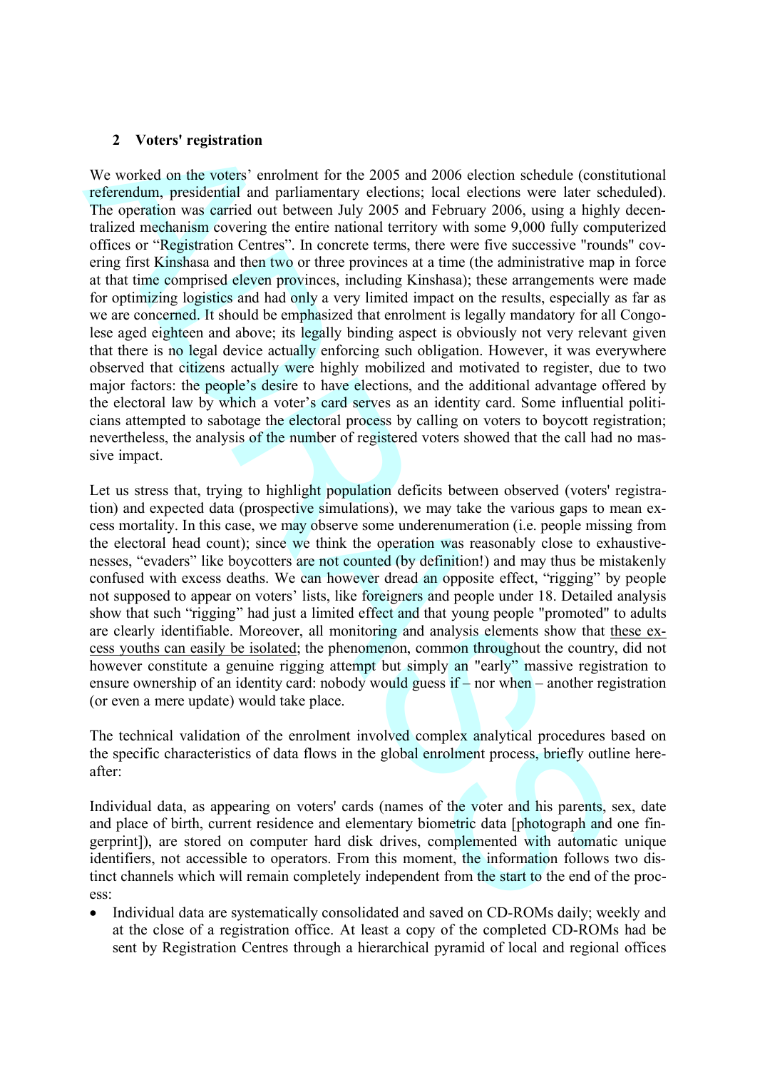## 2 Voters' registration

We worked on the voters' enrolment for the 2005 and 2006 election schedule (constitutional referendum, presidential and parliamentary elections; local elections were later scheduled). The operation was carried out between July 2005 and February 2006, using a highly decentralized mechanism covering the entire national territory with some 9,000 fully computerized offices or "Registration Centres". In concrete terms, there were five successive "rounds" covering first Kinshasa and then two or three provinces at a time (the administrative map in force at that time comprised eleven provinces, including Kinshasa); these arrangements were made for optimizing logistics and had only a very limited impact on the results, especially as far as we are concerned. It should be emphasized that enrolment is legally mandatory for all Congolese aged eighteen and above; its legally binding aspect is obviously not very relevant given that there is no legal device actually enforcing such obligation. However, it was everywhere observed that citizens actually were highly mobilized and motivated to register, due to two major factors: the people's desire to have elections, and the additional advantage offered by the electoral law by which a voter's card serves as an identity card. Some influential politicians attempted to sabotage the electoral process by calling on voters to boycott registration; nevertheless, the analysis of the number of registered voters showed that the call had no massive impact.

Let us stress that, trying to highlight population deficits between observed (voters' registration) and expected data (prospective simulations), we may take the various gaps to mean excess mortality. In this case, we may observe some underenumeration (i.e. people missing from the electoral head count); since we think the operation was reasonably close to exhaustivenesses, "evaders" like boycotters are not counted (by definition!) and may thus be mistakenly confused with excess deaths. We can however dread an opposite effect, "rigging" by people not supposed to appear on voters' lists, like foreigners and people under 18. Detailed analysis show that such "rigging" had just a limited effect and that young people "promoted" to adults are clearly identifiable. Moreover, all monitoring and analysis elements show that <u>these excess youths can easily be isolated</u>; the phenomenon, common throughout the country, did not however constitute a genuine rigging attempt but simply an "early" massive registration to ensure ownership of an identity card: nobody would guess if – nor when – another registration (or even a mere update) would take place.

The technical validation of the enrolment involved complex analytical procedures based on the specific characteristics of data flows in the global enrolment process, briefly outline hereafter:

Individual data, as appearing on voters' cards (names of the voter and his parents, sex, date and place of birth, current residence and elementary biometric data [photograph and one fingerprint]), are stored on computer hard disk drives, complemented with automatic unique identifiers, not accessible to operators. From this moment, the information follows two distinct channels which will remain completely independent from the start to the end of the process:

- Individual data are systematically consolidated and saved on CD-ROMs daily; weekly and at the close of a registration office. At least a copy of the completed CD-ROMs had be sent by Registration Centres through a hierarchical pyramid of local and regional offices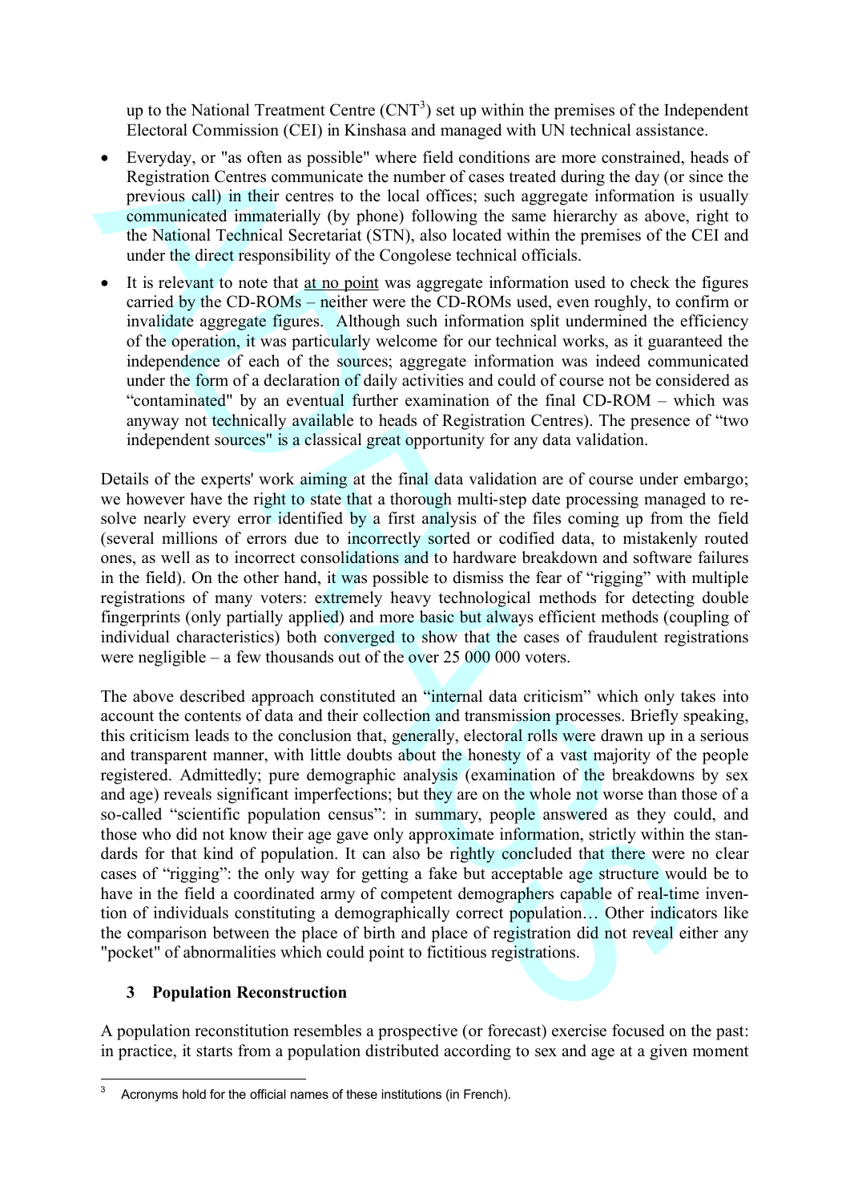up to the National Treatment Centre (CNT[3]) set up within the premises of the Independent Electoral Commission (CEI) in Kinshasa and managed with UN technical assistance.

- Everyday, or "as often as possible" where field conditions are more constrained, heads of Registration Centres communicate the number of cases treated during the day (or since the previous call) in their centres to the local offices; such aggregate information is usually communicated immaterially (by phone) following the same hierarchy as above, right to the National Technical Secretariat (STN), also located within the premises of the CEI and under the direct responsibility of the Congolese technical officials.
- It is relevant to note that at no point was aggregate information used to check the figures carried by the CD-ROMs – neither were the CD-ROMs used, even roughly, to confirm or invalidate aggregate figures. Although such information split undermined the efficiency of the operation, it was particularly welcome for our technical works, as it guaranteed the independence of each of the sources; aggregate information was indeed communicated under the form of a declaration of daily activities and could of course not be considered as "contaminated" by an eventual further examination of the final CD-ROM – which was anyway not technically available to heads of Registration Centres). The presence of "two independent sources" is a classical great opportunity for any data validation.

Details of the experts' work aiming at the final data validation are of course under embargo; we however have the right to state that a thorough multi-step date processing managed to resolve nearly every error identified by a first analysis of the files coming up from the field (several millions of errors due to incorrectly sorted or codified data, to mistakenly routed ones, as well as to incorrect consolidations and to hardware breakdown and software failures in the field). On the other hand, it was possible to dismiss the fear of "rigging" with multiple registrations of many voters: extremely heavy technological methods for detecting double fingerprints (only partially applied) and more basic but always efficient methods (coupling of individual characteristics) both converged to show that the cases of fraudulent registrations were negligible – a few thousands out of the over 25 000 000 voters.

The above described approach constituted an "internal data criticism" which only takes into account the contents of data and their collection and transmission processes. Briefly speaking, this criticism leads to the conclusion that, generally, electoral rolls were drawn up in a serious and transparent manner, with little doubts about the honesty of a vast majority of the people registered. Admittedly; pure demographic analysis (examination of the breakdowns by sex and age) reveals significant imperfections; but they are on the whole not worse than those of a so-called "scientific population census": in summary, people answered as they could, and those who did not know their age gave only approximate information, strictly within the standards for that kind of population. It can also be rightly concluded that there were no clear cases of "rigging": the only way for getting a fake but acceptable age structure would be to have in the field a coordinated army of competent demographers capable of real-time invention of individuals constituting a demographically correct population… Other indicators like the comparison between the place of birth and place of registration did not reveal either any "pocket" of abnormalities which could point to fictitious registrations.

## 3 Population Reconstruction

A population reconstitution resembles a prospective (or forecast) exercise focused on the past: in practice, it starts from a population distributed according to sex and age at a given moment

[3] Acronyms hold for the official names of these institutions (in French).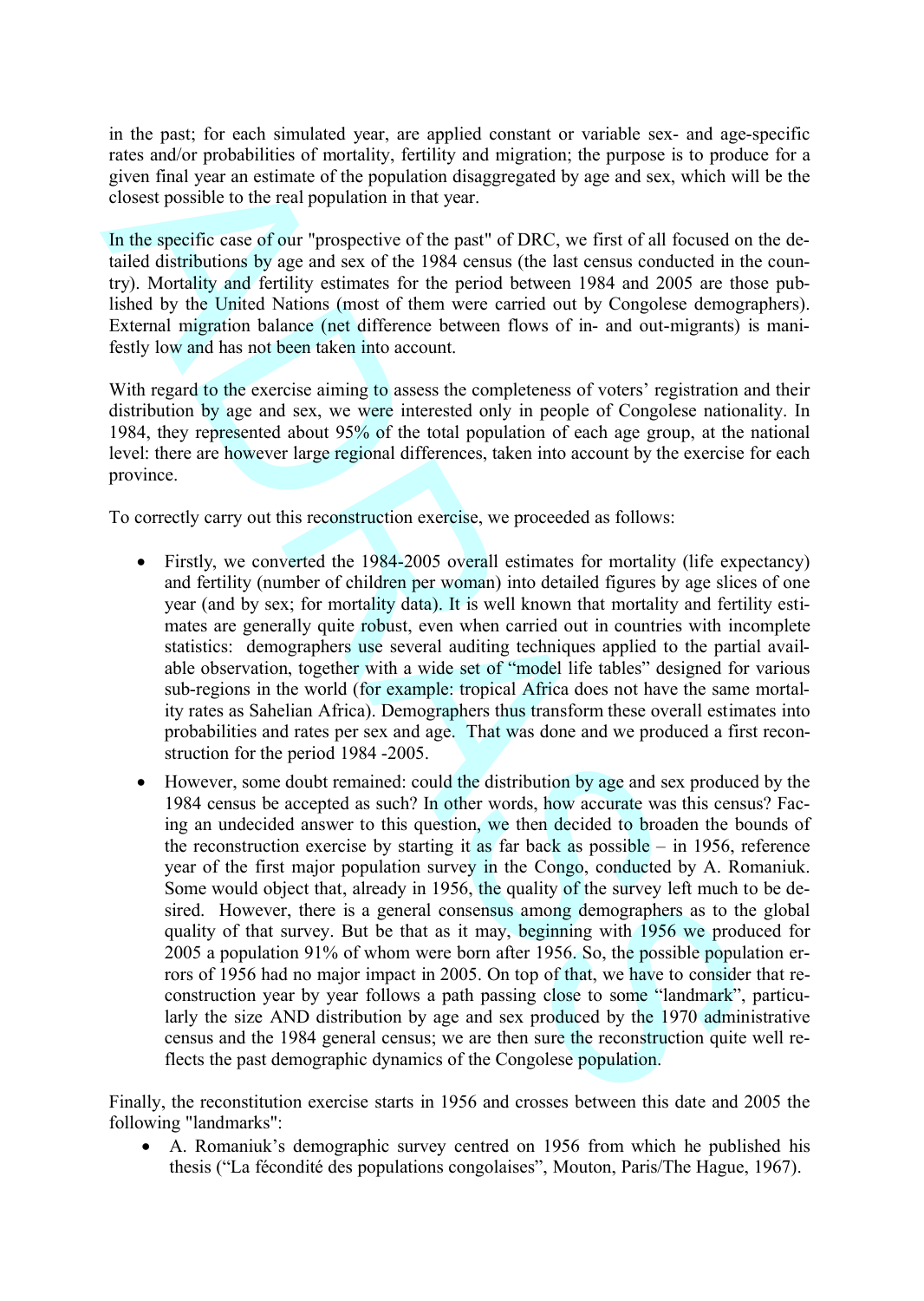in the past; for each simulated year, are applied constant or variable sex- and age-specific rates and/or probabilities of mortality, fertility and migration; the purpose is to produce for a given final year an estimate of the population disaggregated by age and sex, which will be the closest possible to the real population in that year.

In the specific case of our "prospective of the past" of DRC, we first of all focused on the detailed distributions by age and sex of the 1984 census (the last census conducted in the country). Mortality and fertility estimates for the period between 1984 and 2005 are those published by the United Nations (most of them were carried out by Congolese demographers). External migration balance (net difference between flows of in- and out-migrants) is manifestly low and has not been taken into account.

With regard to the exercise aiming to assess the completeness of voters' registration and their distribution by age and sex, we were interested only in people of Congolese nationality. In 1984, they represented about 95% of the total population of each age group, at the national level: there are however large regional differences, taken into account by the exercise for each province.

To correctly carry out this reconstruction exercise, we proceeded as follows:

- Firstly, we converted the 1984-2005 overall estimates for mortality (life expectancy) and fertility (number of children per woman) into detailed figures by age slices of one year (and by sex; for mortality data). It is well known that mortality and fertility estimates are generally quite robust, even when carried out in countries with incomplete statistics: demographers use several auditing techniques applied to the partial available observation, together with a wide set of "model life tables" designed for various sub-regions in the world (for example: tropical Africa does not have the same mortality rates as Sahelian Africa). Demographers thus transform these overall estimates into probabilities and rates per sex and age. That was done and we produced a first reconstruction for the period 1984 -2005.
- However, some doubt remained: could the distribution by age and sex produced by the 1984 census be accepted as such? In other words, how accurate was this census? Facing an undecided answer to this question, we then decided to broaden the bounds of the reconstruction exercise by starting it as far back as possible – in 1956, reference year of the first major population survey in the Congo, conducted by A. Romaniuk. Some would object that, already in 1956, the quality of the survey left much to be desired. However, there is a general consensus among demographers as to the global quality of that survey. But be that as it may, beginning with 1956 we produced for 2005 a population 91% of whom were born after 1956. So, the possible population errors of 1956 had no major impact in 2005. On top of that, we have to consider that reconstruction year by year follows a path passing close to some "landmark", particularly the size AND distribution by age and sex produced by the 1970 administrative census and the 1984 general census; we are then sure the reconstruction quite well reflects the past demographic dynamics of the Congolese population.

Finally, the reconstitution exercise starts in 1956 and crosses between this date and 2005 the following "landmarks":

- A. Romaniuk's demographic survey centred on 1956 from which he published his thesis ("La fécondité des populations congolaises", Mouton, Paris/The Hague, 1967).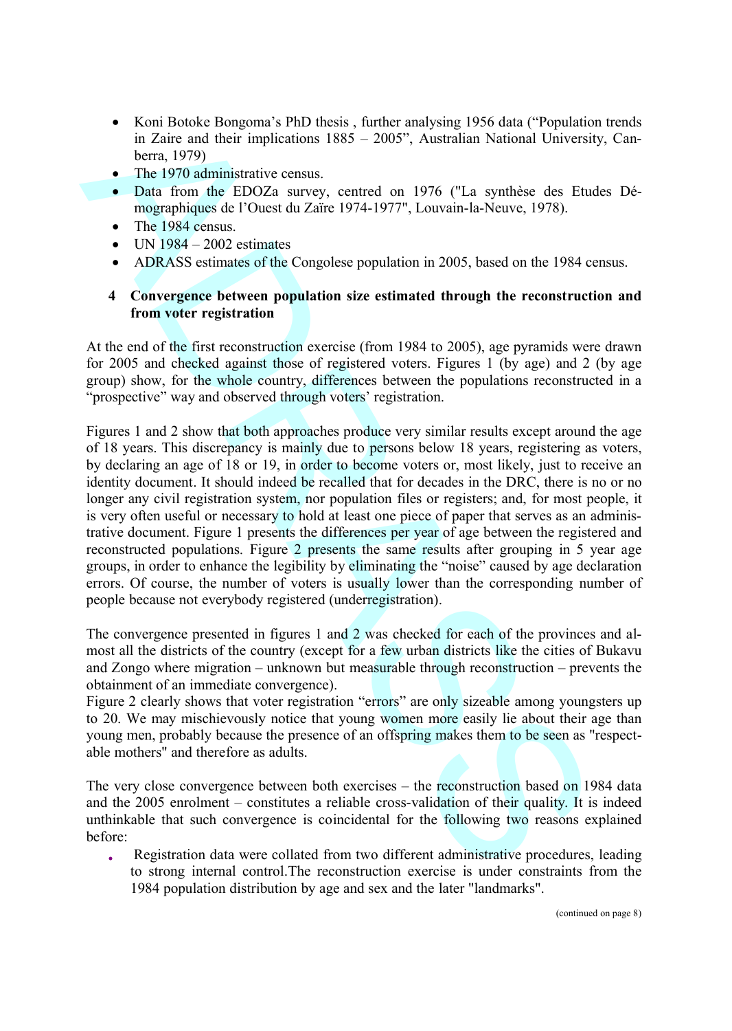- Koni Botoke Bongoma's PhD thesis , further analysing 1956 data ("Population trends in Zaire and their implications 1885 – 2005", Australian National University, Canberra, 1979)
- The 1970 administrative census.
- Data from the EDOZa survey, centred on 1976 ("La synthèse des Etudes Démographiques de l'Ouest du Zaïre 1974-1977", Louvain-la-Neuve, 1978).
- The 1984 census.
- UN 1984 – 2002 estimates
- ADRASS estimates of the Congolese population in 2005, based on the 1984 census.

## 4 Convergence between population size estimated through the reconstruction and from voter registration

At the end of the first reconstruction exercise (from 1984 to 2005), age pyramids were drawn for 2005 and checked against those of registered voters. Figures 1 (by age) and 2 (by age group) show, for the whole country, differences between the populations reconstructed in a "prospective" way and observed through voters' registration.

Figures 1 and 2 show that both approaches produce very similar results except around the age of 18 years. This discrepancy is mainly due to persons below 18 years, registering as voters, by declaring an age of 18 or 19, in order to become voters or, most likely, just to receive an identity document. It should indeed be recalled that for decades in the DRC, there is no or no longer any civil registration system, nor population files or registers; and, for most people, it is very often useful or necessary to hold at least one piece of paper that serves as an administrative document. Figure 1 presents the differences per year of age between the registered and reconstructed populations. Figure 2 presents the same results after grouping in 5 year age groups, in order to enhance the legibility by eliminating the "noise" caused by age declaration errors. Of course, the number of voters is usually lower than the corresponding number of people because not everybody registered (underregistration).

The convergence presented in figures 1 and 2 was checked for each of the provinces and almost all the districts of the country (except for a few urban districts like the cities of Bukavu and Zongo where migration – unknown but measurable through reconstruction – prevents the obtainment of an immediate convergence).
Figure 2 clearly shows that voter registration "errors" are only sizeable among youngsters up to 20. We may mischievously notice that young women more easily lie about their age than young men, probably because the presence of an offspring makes them to be seen as "respectable mothers" and therefore as adults.

The very close convergence between both exercises – the reconstruction based on 1984 data and the 2005 enrolment – constitutes a reliable cross-validation of their quality. It is indeed unthinkable that such convergence is coincidental for the following two reasons explained before:

- Registration data were collated from two different administrative procedures, leading to strong internal control.The reconstruction exercise is under constraints from the 1984 population distribution by age and sex and the later "landmarks".

(continued on page 8)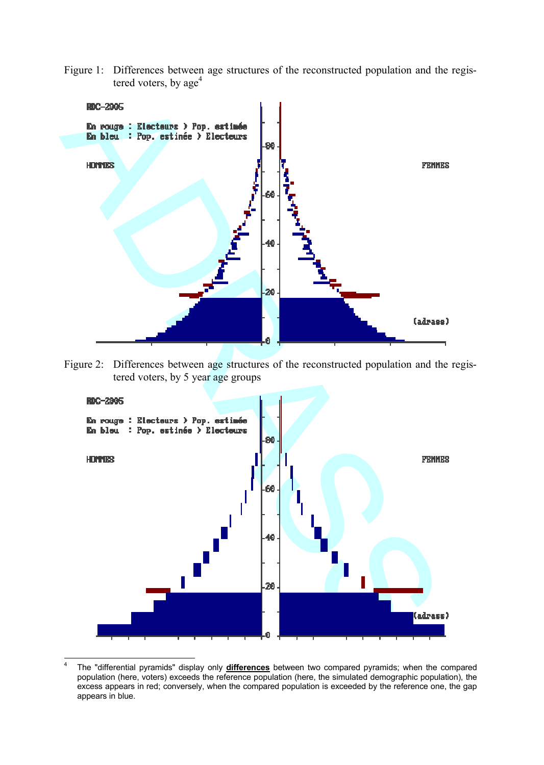Figure 1: Differences between age structures of the reconstructed population and the registered voters, by age[4]

Figure 2: Differences between age structures of the reconstructed population and the registered voters, by 5 year age groups

---

[4] The "differential pyramids" display only **differences** between two compared pyramids; when the compared population (here, voters) exceeds the reference population (here, the simulated demographic population), the excess appears in red; conversely, when the compared population is exceeded by the reference one, the gap appears in blue.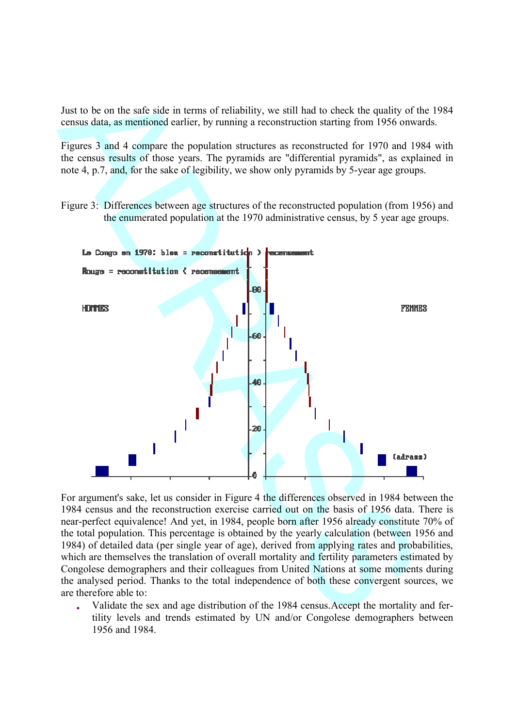Just to be on the safe side in terms of reliability, we still had to check the quality of the 1984 census data, as mentioned earlier, by running a reconstruction starting from 1956 onwards.

Figures 3 and 4 compare the population structures as reconstructed for 1970 and 1984 with the census results of those years. The pyramids are "differential pyramids", as explained in note 4, p.7, and, for the sake of legibility, we show only pyramids by 5-year age groups.

Figure 3: Differences between age structures of the reconstructed population (from 1956) and the enumerated population at the 1970 administrative census, by 5 year age groups.

Le Congo en 1970: bleu = reconstitution > recensement

Rouge = reconstitution < recensement

HOMMES

FEMMES

(adrass)

For argument's sake, let us consider in Figure 4 the differences observed in 1984 between the 1984 census and the reconstruction exercise carried out on the basis of 1956 data. There is near-perfect equivalence! And yet, in 1984, people born after 1956 already constitute 70% of the total population. This percentage is obtained by the yearly calculation (between 1956 and 1984) of detailed data (per single year of age), derived from applying rates and probabilities, which are themselves the translation of overall mortality and fertility parameters estimated by Congolese demographers and their colleagues from United Nations at some moments during the analysed period. Thanks to the total independence of both these convergent sources, we are therefore able to:

- Validate the sex and age distribution of the 1984 census. Accept the mortality and fertility levels and trends estimated by UN and/or Congolese demographers between 1956 and 1984.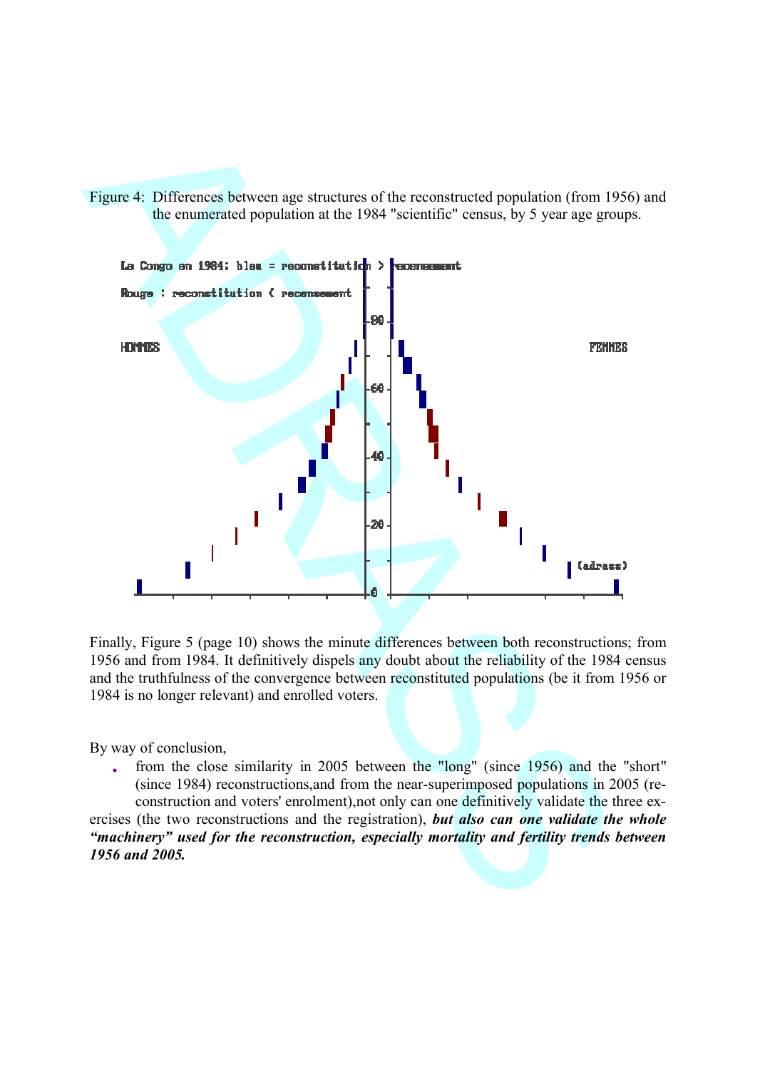Figure 4: Differences between age structures of the reconstructed population (from 1956) and the enumerated population at the 1984 "scientific" census, by 5 year age groups.

Finally, Figure 5 (page 10) shows the minute differences between both reconstructions; from 1956 and from 1984. It definitively dispels any doubt about the reliability of the 1984 census and the truthfulness of the convergence between reconstituted populations (be it from 1956 or 1984 is no longer relevant) and enrolled voters.

By way of conclusion,

- from the close similarity in 2005 between the "long" (since 1956) and the "short" (since 1984) reconstructions,and from the near-superimposed populations in 2005 (reconstruction and voters' enrolment),not only can one definitively validate the three exercises (the two reconstructions and the registration), ***but also can one validate the whole "machinery" used for the reconstruction, especially mortality and fertility trends between 1956 and 2005.***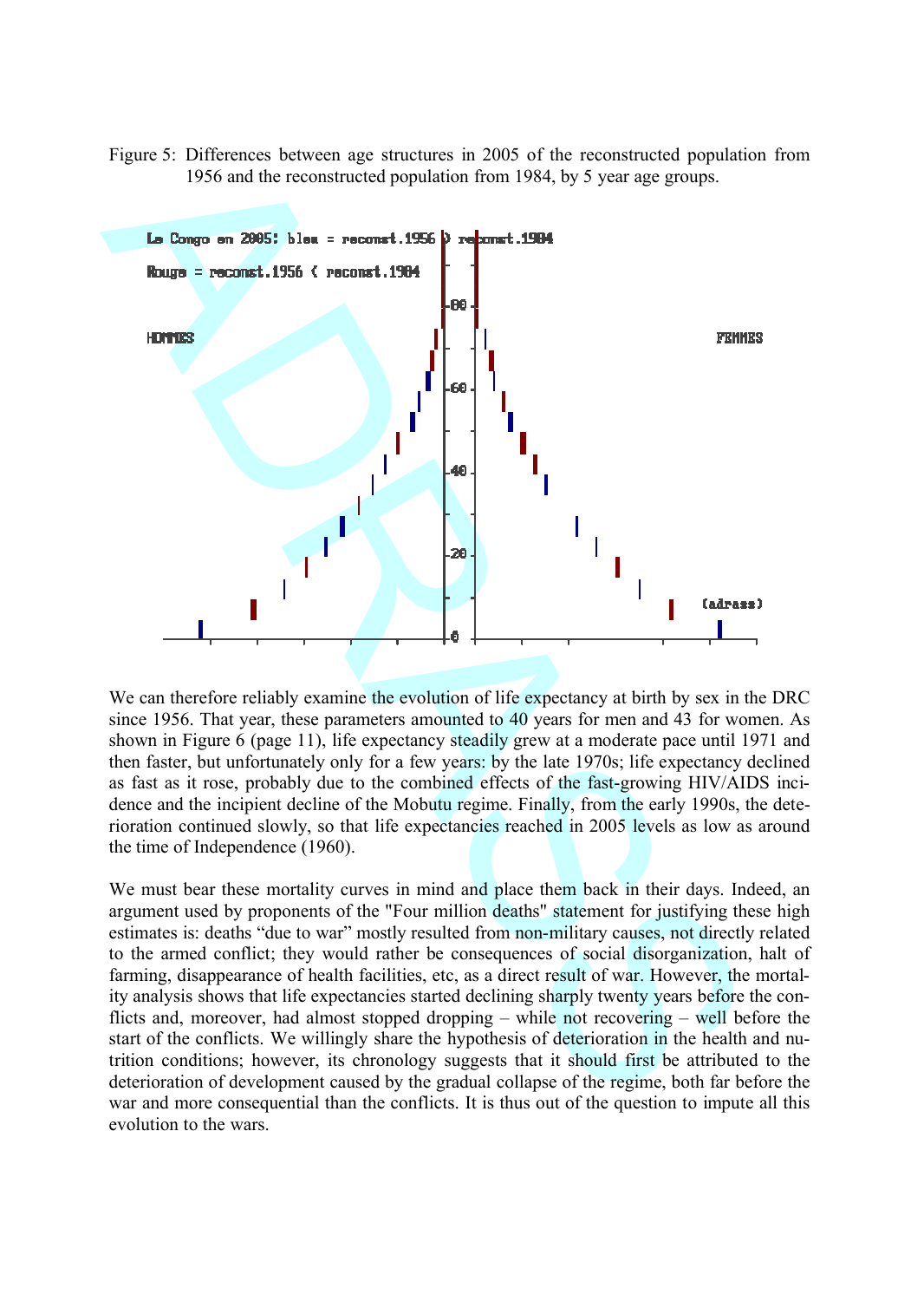Figure 5: Differences between age structures in 2005 of the reconstructed population from 1956 and the reconstructed population from 1984, by 5 year age groups.

We can therefore reliably examine the evolution of life expectancy at birth by sex in the DRC since 1956. That year, these parameters amounted to 40 years for men and 43 for women. As shown in Figure 6 (page 11), life expectancy steadily grew at a moderate pace until 1971 and then faster, but unfortunately only for a few years: by the late 1970s; life expectancy declined as fast as it rose, probably due to the combined effects of the fast-growing HIV/AIDS incidence and the incipient decline of the Mobutu regime. Finally, from the early 1990s, the deterioration continued slowly, so that life expectancies reached in 2005 levels as low as around the time of Independence (1960).

We must bear these mortality curves in mind and place them back in their days. Indeed, an argument used by proponents of the "Four million deaths" statement for justifying these high estimates is: deaths “due to war” mostly resulted from non-military causes, not directly related to the armed conflict; they would rather be consequences of social disorganization, halt of farming, disappearance of health facilities, etc, as a direct result of war. However, the mortality analysis shows that life expectancies started declining sharply twenty years before the conflicts and, moreover, had almost stopped dropping – while not recovering – well before the start of the conflicts. We willingly share the hypothesis of deterioration in the health and nutrition conditions; however, its chronology suggests that it should first be attributed to the deterioration of development caused by the gradual collapse of the regime, both far before the war and more consequential than the conflicts. It is thus out of the question to impute all this evolution to the wars.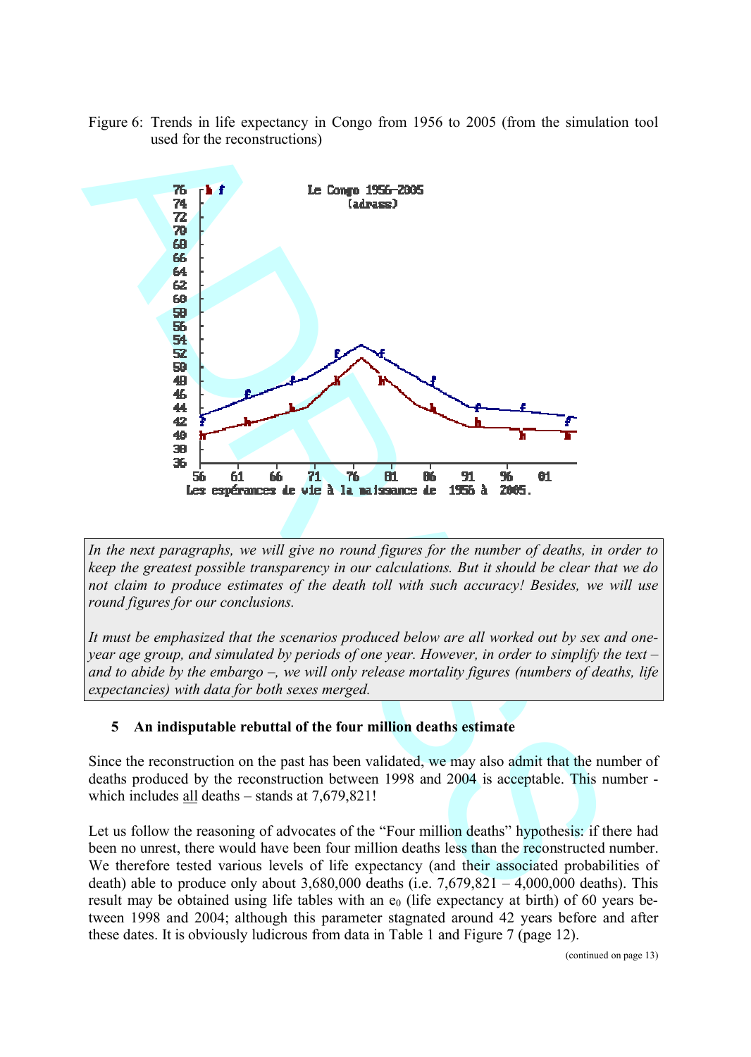Figure 6: Trends in life expectancy in Congo from 1956 to 2005 (from the simulation tool used for the reconstructions)

> *In the next paragraphs, we will give no round figures for the number of deaths, in order to keep the greatest possible transparency in our calculations. But it should be clear that we do not claim to produce estimates of the death toll with such accuracy! Besides, we will use round figures for our conclusions.*
>
> *It must be emphasized that the scenarios produced below are all worked out by sex and one-year age group, and simulated by periods of one year. However, in order to simplify the text – and to abide by the embargo –, we will only release mortality figures (numbers of deaths, life expectancies) with data for both sexes merged.*

## 5 An indisputable rebuttal of the four million deaths estimate

Since the reconstruction on the past has been validated, we may also admit that the number of deaths produced by the reconstruction between 1998 and 2004 is acceptable. This number - which includes all deaths – stands at 7,679,821!

Let us follow the reasoning of advocates of the "Four million deaths" hypothesis: if there had been no unrest, there would have been four million deaths less than the reconstructed number. We therefore tested various levels of life expectancy (and their associated probabilities of death) able to produce only about 3,680,000 deaths (i.e. 7,679,821 – 4,000,000 deaths). This result may be obtained using life tables with an $e_0$ (life expectancy at birth) of 60 years between 1998 and 2004; although this parameter stagnated around 42 years before and after these dates. It is obviously ludicrous from data in Table 1 and Figure 7 (page 12).

(continued on page 13)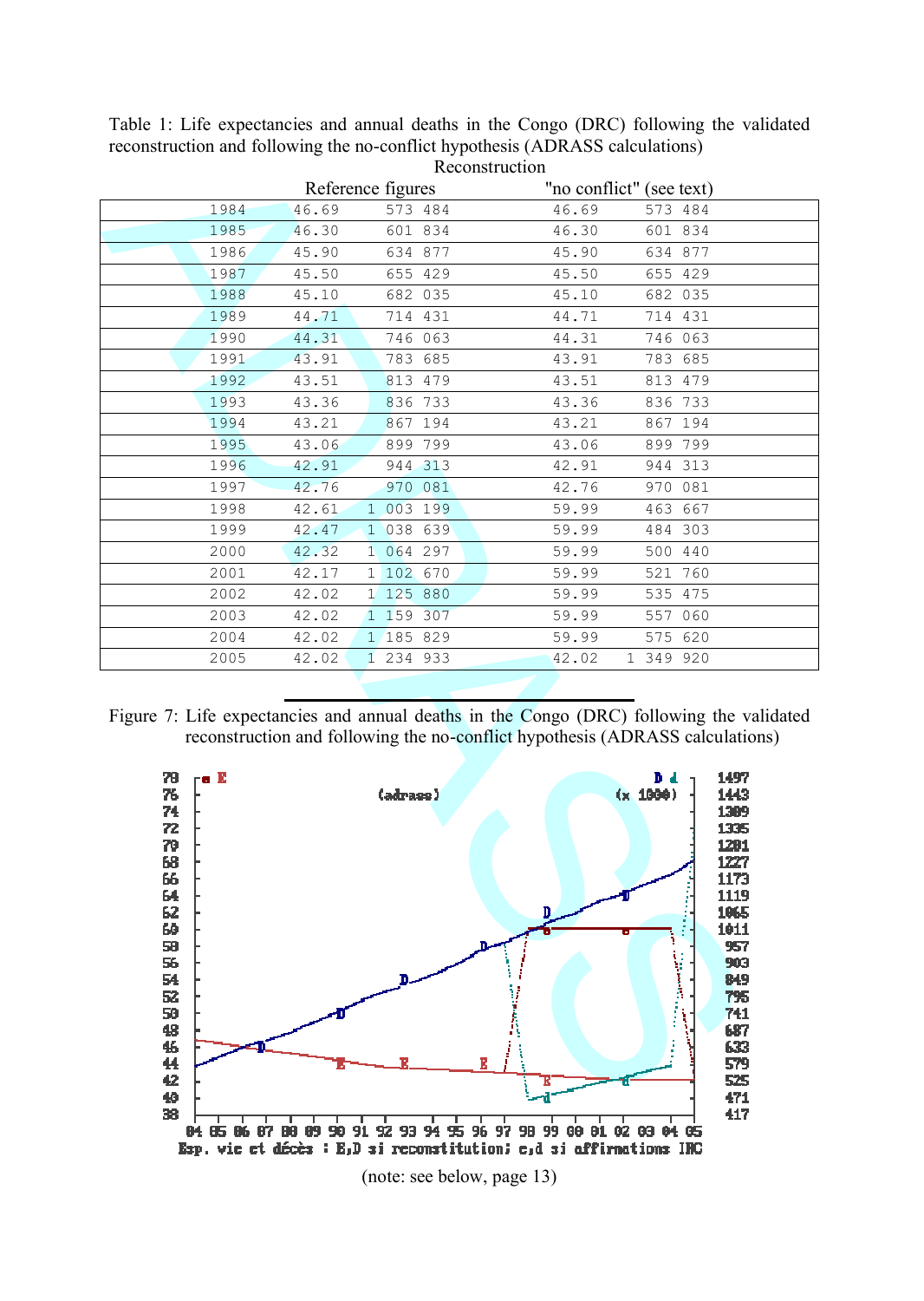Table 1: Life expectancies and annual deaths in the Congo (DRC) following the validated reconstruction and following the no-conflict hypothesis (ADRASS calculations)

| | Reconstruction | | | |
|---|---|---|---|---|
| | Reference figures | | "no conflict" (see text) | |
| 1984 | 46.69 | 573 484 | 46.69 | 573 484 |
| 1985 | 46.30 | 601 834 | 46.30 | 601 834 |
| 1986 | 45.90 | 634 877 | 45.90 | 634 877 |
| 1987 | 45.50 | 655 429 | 45.50 | 655 429 |
| 1988 | 45.10 | 682 035 | 45.10 | 682 035 |
| 1989 | 44.71 | 714 431 | 44.71 | 714 431 |
| 1990 | 44.31 | 746 063 | 44.31 | 746 063 |
| 1991 | 43.91 | 783 685 | 43.91 | 783 685 |
| 1992 | 43.51 | 813 479 | 43.51 | 813 479 |
| 1993 | 43.36 | 836 733 | 43.36 | 836 733 |
| 1994 | 43.21 | 867 194 | 43.21 | 867 194 |
| 1995 | 43.06 | 899 799 | 43.06 | 899 799 |
| 1996 | 42.91 | 944 313 | 42.91 | 944 313 |
| 1997 | 42.76 | 970 081 | 42.76 | 970 081 |
| 1998 | 42.61 | 1 003 199 | 59.99 | 463 667 |
| 1999 | 42.47 | 1 038 639 | 59.99 | 484 303 |
| 2000 | 42.32 | 1 064 297 | 59.99 | 500 440 |
| 2001 | 42.17 | 1 102 670 | 59.99 | 521 760 |
| 2002 | 42.02 | 1 125 880 | 59.99 | 535 475 |
| 2003 | 42.02 | 1 159 307 | 59.99 | 557 060 |
| 2004 | 42.02 | 1 185 829 | 59.99 | 575 620 |
| 2005 | 42.02 | 1 234 933 | 42.02 | 1 349 920 |

---

Figure 7: Life expectancies and annual deaths in the Congo (DRC) following the validated reconstruction and following the no-conflict hypothesis (ADRASS calculations)

(note: see below, page 13)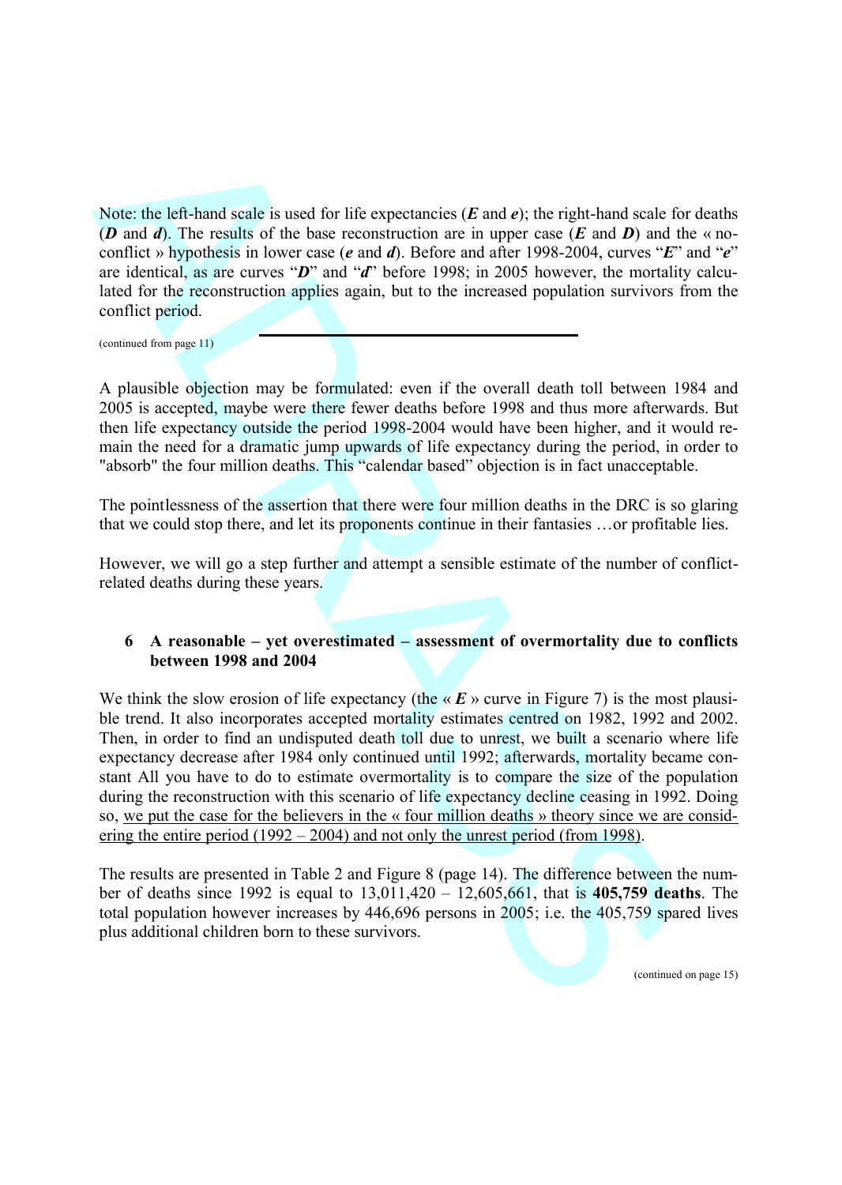Note: the left-hand scale is used for life expectancies (***E*** and ***e***); the right-hand scale for deaths (***D*** and ***d***). The results of the base reconstruction are in upper case (***E*** and ***D***) and the « no-conflict » hypothesis in lower case (***e*** and ***d***). Before and after 1998-2004, curves "***E***" and "***e***" are identical, as are curves "***D***" and "***d***" before 1998; in 2005 however, the mortality calculated for the reconstruction applies again, but to the increased population survivors from the conflict period.

---

(continued from page 11)

A plausible objection may be formulated: even if the overall death toll between 1984 and 2005 is accepted, maybe were there fewer deaths before 1998 and thus more afterwards. But then life expectancy outside the period 1998-2004 would have been higher, and it would remain the need for a dramatic jump upwards of life expectancy during the period, in order to "absorb" the four million deaths. This "calendar based" objection is in fact unacceptable.

The pointlessness of the assertion that there were four million deaths in the DRC is so glaring that we could stop there, and let its proponents continue in their fantasies …or profitable lies.

However, we will go a step further and attempt a sensible estimate of the number of conflict-related deaths during these years.

## 6 A reasonable – yet overestimated – assessment of overmortality due to conflicts between 1998 and 2004

We think the slow erosion of life expectancy (the « ***E*** » curve in Figure 7) is the most plausible trend. It also incorporates accepted mortality estimates centred on 1982, 1992 and 2002. Then, in order to find an undisputed death toll due to unrest, we built a scenario where life expectancy decrease after 1984 only continued until 1992; afterwards, mortality became constant All you have to do to estimate overmortality is to compare the size of the population during the reconstruction with this scenario of life expectancy decline ceasing in 1992. Doing so, we put the case for the believers in the « four million deaths » theory since we are considering the entire period (1992 – 2004) and not only the unrest period (from 1998).

The results are presented in Table 2 and Figure 8 (page 14). The difference between the number of deaths since 1992 is equal to 13,011,420 – 12,605,661, that is **405,759 deaths**. The total population however increases by 446,696 persons in 2005; i.e. the 405,759 spared lives plus additional children born to these survivors.

(continued on page 15)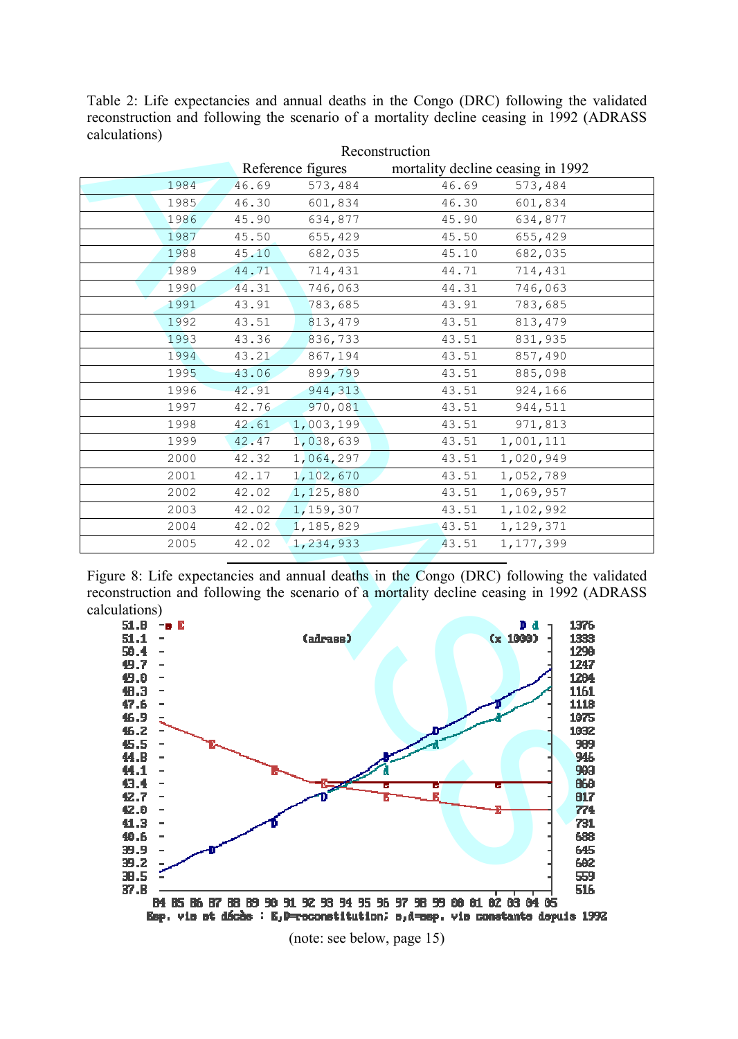Table 2: Life expectancies and annual deaths in the Congo (DRC) following the validated reconstruction and following the scenario of a mortality decline ceasing in 1992 (ADRASS calculations)

| | Reconstruction Reference figures | | mortality decline ceasing in 1992 | |
|---|---|---|---|---|
| 1984 | 46.69 | 573,484 | 46.69 | 573,484 |
| 1985 | 46.30 | 601,834 | 46.30 | 601,834 |
| 1986 | 45.90 | 634,877 | 45.90 | 634,877 |
| 1987 | 45.50 | 655,429 | 45.50 | 655,429 |
| 1988 | 45.10 | 682,035 | 45.10 | 682,035 |
| 1989 | 44.71 | 714,431 | 44.71 | 714,431 |
| 1990 | 44.31 | 746,063 | 44.31 | 746,063 |
| 1991 | 43.91 | 783,685 | 43.91 | 783,685 |
| 1992 | 43.51 | 813,479 | 43.51 | 813,479 |
| 1993 | 43.36 | 836,733 | 43.51 | 831,935 |
| 1994 | 43.21 | 867,194 | 43.51 | 857,490 |
| 1995 | 43.06 | 899,799 | 43.51 | 885,098 |
| 1996 | 42.91 | 944,313 | 43.51 | 924,166 |
| 1997 | 42.76 | 970,081 | 43.51 | 944,511 |
| 1998 | 42.61 | 1,003,199 | 43.51 | 971,813 |
| 1999 | 42.47 | 1,038,639 | 43.51 | 1,001,111 |
| 2000 | 42.32 | 1,064,297 | 43.51 | 1,020,949 |
| 2001 | 42.17 | 1,102,670 | 43.51 | 1,052,789 |
| 2002 | 42.02 | 1,125,880 | 43.51 | 1,069,957 |
| 2003 | 42.02 | 1,159,307 | 43.51 | 1,102,992 |
| 2004 | 42.02 | 1,185,829 | 43.51 | 1,129,371 |
| 2005 | 42.02 | 1,234,933 | 43.51 | 1,177,399 |

Figure 8: Life expectancies and annual deaths in the Congo (DRC) following the validated reconstruction and following the scenario of a mortality decline ceasing in 1992 (ADRASS calculations)

(note: see below, page 15)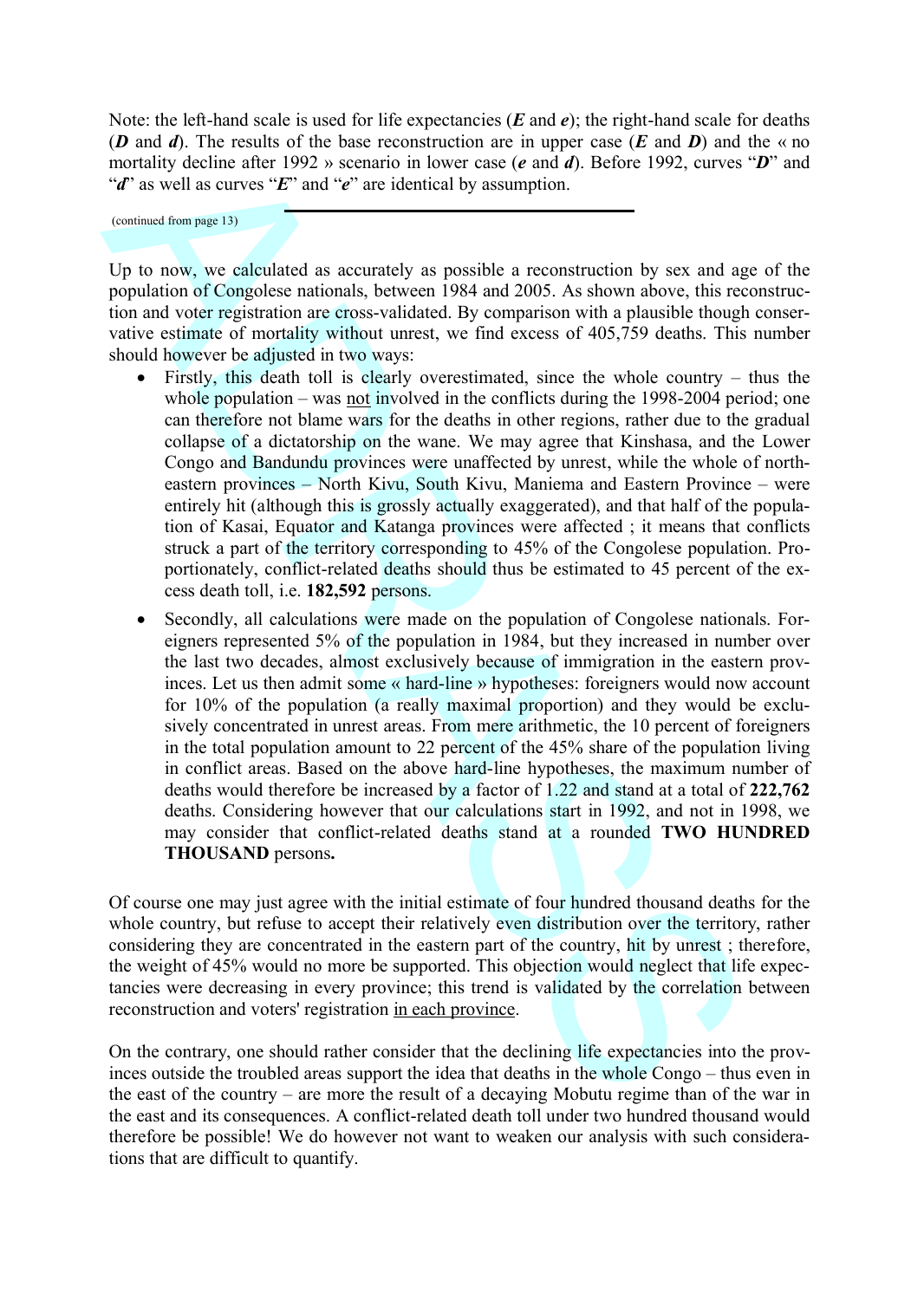Note: the left-hand scale is used for life expectancies (***E*** and ***e***); the right-hand scale for deaths (***D*** and ***d***). The results of the base reconstruction are in upper case (***E*** and ***D***) and the « no mortality decline after 1992 » scenario in lower case (***e*** and ***d***). Before 1992, curves "***D***" and "***d***" as well as curves "***E***" and "***e***" are identical by assumption.

(continued from page 13)

Up to now, we calculated as accurately as possible a reconstruction by sex and age of the population of Congolese nationals, between 1984 and 2005. As shown above, this reconstruction and voter registration are cross-validated. By comparison with a plausible though conservative estimate of mortality without unrest, we find excess of 405,759 deaths. This number should however be adjusted in two ways:

- Firstly, this death toll is clearly overestimated, since the whole country – thus the whole population – was not involved in the conflicts during the 1998-2004 period; one can therefore not blame wars for the deaths in other regions, rather due to the gradual collapse of a dictatorship on the wane. We may agree that Kinshasa, and the Lower Congo and Bandundu provinces were unaffected by unrest, while the whole of north-eastern provinces – North Kivu, South Kivu, Maniema and Eastern Province – were entirely hit (although this is grossly actually exaggerated), and that half of the population of Kasai, Equator and Katanga provinces were affected ; it means that conflicts struck a part of the territory corresponding to 45% of the Congolese population. Proportionately, conflict-related deaths should thus be estimated to 45 percent of the excess death toll, i.e. **182,592** persons.
- Secondly, all calculations were made on the population of Congolese nationals. Foreigners represented 5% of the population in 1984, but they increased in number over the last two decades, almost exclusively because of immigration in the eastern provinces. Let us then admit some « hard-line » hypotheses: foreigners would now account for 10% of the population (a really maximal proportion) and they would be exclusively concentrated in unrest areas. From mere arithmetic, the 10 percent of foreigners in the total population amount to 22 percent of the 45% share of the population living in conflict areas. Based on the above hard-line hypotheses, the maximum number of deaths would therefore be increased by a factor of 1.22 and stand at a total of **222,762** deaths. Considering however that our calculations start in 1992, and not in 1998, we may consider that conflict-related deaths stand at a rounded **TWO HUNDRED THOUSAND** persons**.**

Of course one may just agree with the initial estimate of four hundred thousand deaths for the whole country, but refuse to accept their relatively even distribution over the territory, rather considering they are concentrated in the eastern part of the country, hit by unrest ; therefore, the weight of 45% would no more be supported. This objection would neglect that life expectancies were decreasing in every province; this trend is validated by the correlation between reconstruction and voters' registration in each province.

On the contrary, one should rather consider that the declining life expectancies into the provinces outside the troubled areas support the idea that deaths in the whole Congo – thus even in the east of the country – are more the result of a decaying Mobutu regime than of the war in the east and its consequences. A conflict-related death toll under two hundred thousand would therefore be possible! We do however not want to weaken our analysis with such considerations that are difficult to quantify.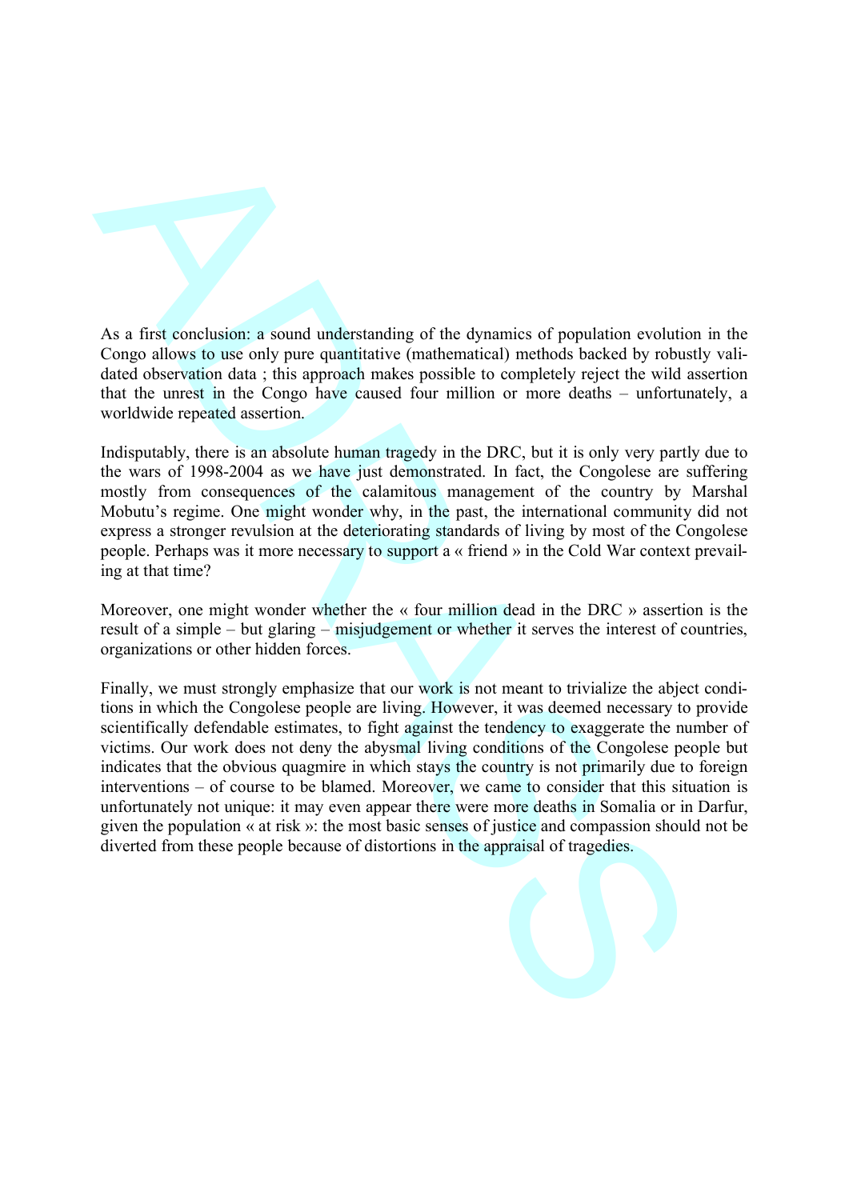As a first conclusion: a sound understanding of the dynamics of population evolution in the Congo allows to use only pure quantitative (mathematical) methods backed by robustly validated observation data ; this approach makes possible to completely reject the wild assertion that the unrest in the Congo have caused four million or more deaths – unfortunately, a worldwide repeated assertion.

Indisputably, there is an absolute human tragedy in the DRC, but it is only very partly due to the wars of 1998-2004 as we have just demonstrated. In fact, the Congolese are suffering mostly from consequences of the calamitous management of the country by Marshal Mobutu's regime. One might wonder why, in the past, the international community did not express a stronger revulsion at the deteriorating standards of living by most of the Congolese people. Perhaps was it more necessary to support a « friend » in the Cold War context prevailing at that time?

Moreover, one might wonder whether the « four million dead in the DRC » assertion is the result of a simple – but glaring – misjudgement or whether it serves the interest of countries, organizations or other hidden forces.

Finally, we must strongly emphasize that our work is not meant to trivialize the abject conditions in which the Congolese people are living. However, it was deemed necessary to provide scientifically defendable estimates, to fight against the tendency to exaggerate the number of victims. Our work does not deny the abysmal living conditions of the Congolese people but indicates that the obvious quagmire in which stays the country is not primarily due to foreign interventions – of course to be blamed. Moreover, we came to consider that this situation is unfortunately not unique: it may even appear there were more deaths in Somalia or in Darfur, given the population « at risk »: the most basic senses of justice and compassion should not be diverted from these people because of distortions in the appraisal of tragedies.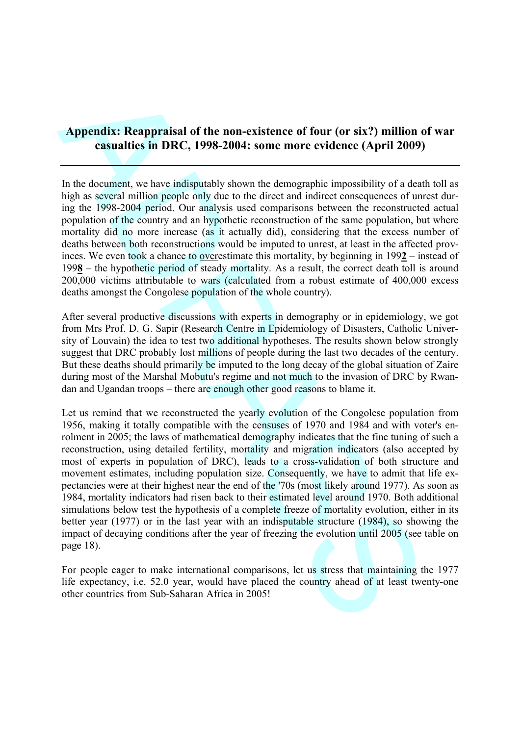# Appendix: Reappraisal of the non-existence of four (or six?) million of war casualties in DRC, 1998-2004: some more evidence (April 2009)

In the document, we have indisputably shown the demographic impossibility of a death toll as high as several million people only due to the direct and indirect consequences of unrest during the 1998-2004 period. Our analysis used comparisons between the reconstructed actual population of the country and an hypothetic reconstruction of the same population, but where mortality did no more increase (as it actually did), considering that the excess number of deaths between both reconstructions would be imputed to unrest, at least in the affected provinces. We even took a chance to <u>over</u>estimate this mortality, by beginning in 199**2** – instead of 199**8** – the hypothetic period of steady mortality. As a result, the correct death toll is around 200,000 victims attributable to wars (calculated from a robust estimate of 400,000 excess deaths amongst the Congolese population of the whole country).

After several productive discussions with experts in demography or in epidemiology, we got from Mrs Prof. D. G. Sapir (Research Centre in Epidemiology of Disasters, Catholic University of Louvain) the idea to test two additional hypotheses. The results shown below strongly suggest that DRC probably lost millions of people during the last two decades of the century. But these deaths should primarily be imputed to the long decay of the global situation of Zaire during most of the Marshal Mobutu's regime and not much to the invasion of DRC by Rwandan and Ugandan troops – there are enough other good reasons to blame it.

Let us remind that we reconstructed the yearly evolution of the Congolese population from 1956, making it totally compatible with the censuses of 1970 and 1984 and with voter's enrolment in 2005; the laws of mathematical demography indicates that the fine tuning of such a reconstruction, using detailed fertility, mortality and migration indicators (also accepted by most of experts in population of DRC), leads to a cross-validation of both structure and movement estimates, including population size. Consequently, we have to admit that life expectancies were at their highest near the end of the '70s (most likely around 1977). As soon as 1984, mortality indicators had risen back to their estimated level around 1970. Both additional simulations below test the hypothesis of a complete freeze of mortality evolution, either in its better year (1977) or in the last year with an indisputable structure (1984), so showing the impact of decaying conditions after the year of freezing the evolution until 2005 (see table on page 18).

For people eager to make international comparisons, let us stress that maintaining the 1977 life expectancy, i.e. 52.0 year, would have placed the country ahead of at least twenty-one other countries from Sub-Saharan Africa in 2005!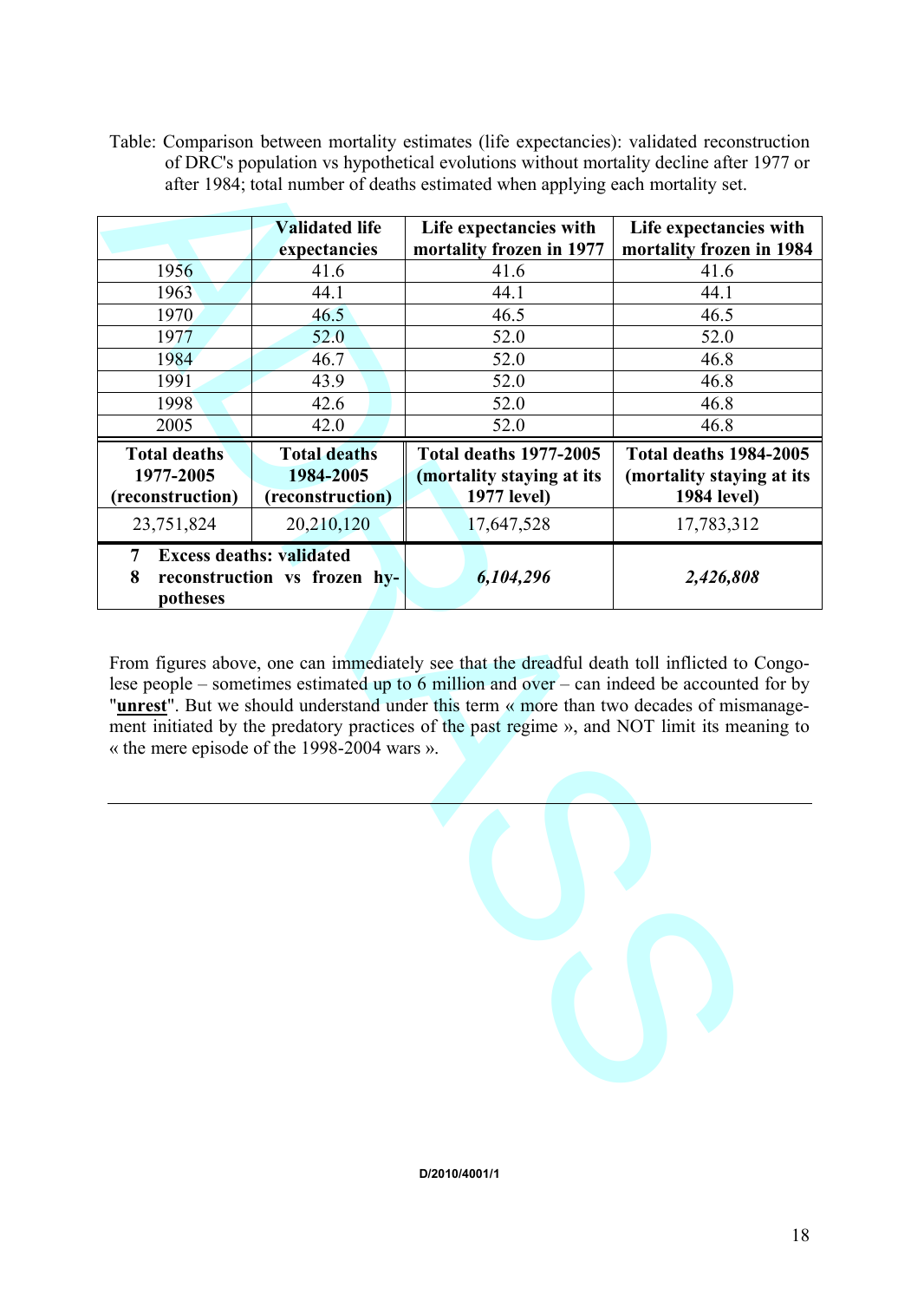Table: Comparison between mortality estimates (life expectancies): validated reconstruction of DRC's population vs hypothetical evolutions without mortality decline after 1977 or after 1984; total number of deaths estimated when applying each mortality set.

| | Validated life expectancies | Life expectancies with mortality frozen in 1977 | Life expectancies with mortality frozen in 1984 |
|---|---|---|---|
| 1956 | 41.6 | 41.6 | 41.6 |
| 1963 | 44.1 | 44.1 | 44.1 |
| 1970 | 46.5 | 46.5 | 46.5 |
| 1977 | 52.0 | 52.0 | 52.0 |
| 1984 | 46.7 | 52.0 | 46.8 |
| 1991 | 43.9 | 52.0 | 46.8 |
| 1998 | 42.6 | 52.0 | 46.8 |
| 2005 | 42.0 | 52.0 | 46.8 |
| **Total deaths 1977-2005 (reconstruction)** | **Total deaths 1984-2005 (reconstruction)** | **Total deaths 1977-2005 (mortality staying at its 1977 level)** | **Total deaths 1984-2005 (mortality staying at its 1984 level)** |
| 23,751,824 | 20,210,120 | 17,647,528 | 17,783,312 |
| **7 8 Excess deaths: validated reconstruction vs frozen hypotheses** | | ***6,104,296*** | ***2,426,808*** |

From figures above, one can immediately see that the dreadful death toll inflicted to Congolese people – sometimes estimated up to 6 million and over – can indeed be accounted for by "**unrest**". But we should understand under this term « more than two decades of mismanagement initiated by the predatory practices of the past regime », and NOT limit its meaning to « the mere episode of the 1998-2004 wars ».

D/2010/4001/1